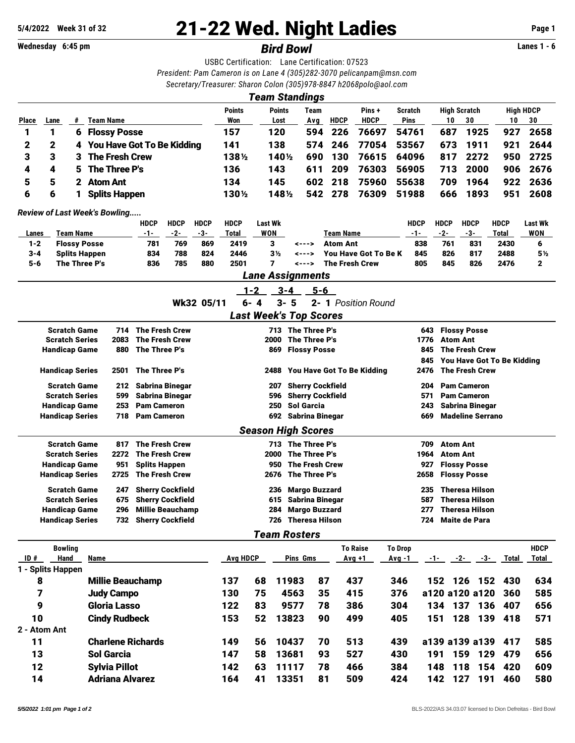# 21-22 Wed. Night Ladies

5/4/2022 Week 31 of 32

Wednesday 6:45 pm

## *Bird Bowl*

Lanes 1 - 6

USBC Certification: Lane Certification: 07523

*President: Pam Cameron is on Lane 4 (305)282-3070 pelicanpam@msn.com*

*Secretary/Treasurer: Sharon Colon (305)978-8847 h2068polo@aol.com*

### *Team Standings*

| Place | Lane | # | Team Name | Points Won | Points Lost | Team Avg | HDCP | Pins + HDCP | Scratch Pins | High Scratch 10 | High Scratch 30 | High HDCP 10 | High HDCP 30 |
|---|---|---|---|---|---|---|---|---|---|---|---|---|---|
| 1 | 1 | 6 | Flossy Posse | 157 | 120 | 594 | 226 | 76697 | 54761 | 687 | 1925 | 927 | 2658 |
| 2 | 2 | 4 | You Have Got To Be Kidding | 141 | 138 | 574 | 246 | 77054 | 53567 | 673 | 1911 | 921 | 2644 |
| 3 | 3 | 3 | The Fresh Crew | 138½ | 140½ | 690 | 130 | 76615 | 64096 | 817 | 2272 | 950 | 2725 |
| 4 | 4 | 5 | The Three P's | 136 | 143 | 611 | 209 | 76303 | 56905 | 713 | 2000 | 906 | 2676 |
| 5 | 5 | 2 | Atom Ant | 134 | 145 | 602 | 218 | 75960 | 55638 | 709 | 1964 | 922 | 2636 |
| 6 | 6 | 1 | Splits Happen | 130½ | 148½ | 542 | 278 | 76309 | 51988 | 666 | 1893 | 951 | 2608 |

*Review of Last Week's Bowling.....*

| Lanes | Team Name | HDCP -1- | HDCP -2- | HDCP -3- | HDCP Total | Last Wk WON | | Team Name | HDCP -1- | HDCP -2- | HDCP -3- | HDCP Total | Last Wk WON |
|---|---|---|---|---|---|---|---|---|---|---|---|---|---|
| 1-2 | Flossy Posse | 781 | 769 | 869 | 2419 | 3 | <---> | Atom Ant | 838 | 761 | 831 | 2430 | 6 |
| 3-4 | Splits Happen | 834 | 788 | 824 | 2446 | 3½ | <---> | You Have Got To Be K | 845 | 826 | 817 | 2488 | 5½ |
| 5-6 | The Three P's | 836 | 785 | 880 | 2501 | 7 | <---> | The Fresh Crew | 805 | 845 | 826 | 2476 | 2 |

### *Lane Assignments*

| | 1-2 | 3-4 | 5-6 | |
|---|---|---|---|---|
| Wk32 05/11 | 6- 4 | 3- 5 | 2- 1 | *Position Round* |

### *Last Week's Top Scores*

| | | | | | | |
|---|---|---|---|---|---|---|
| Scratch Game | 714 | The Fresh Crew | 713 | The Three P's | 643 | Flossy Posse |
| Scratch Series | 2083 | The Fresh Crew | 2000 | The Three P's | 1776 | Atom Ant |
| Handicap Game | 880 | The Three P's | 869 | Flossy Posse | 845 | The Fresh Crew |
| | | | | | 845 | You Have Got To Be Kidding |
| Handicap Series | 2501 | The Three P's | 2488 | You Have Got To Be Kidding | 2476 | The Fresh Crew |
| Scratch Game | 212 | Sabrina Binegar | 207 | Sherry Cockfield | 204 | Pam Cameron |
| Scratch Series | 599 | Sabrina Binegar | 596 | Sherry Cockfield | 571 | Pam Cameron |
| Handicap Game | 253 | Pam Cameron | 250 | Sol Garcia | 243 | Sabrina Binegar |
| Handicap Series | 718 | Pam Cameron | 692 | Sabrina Binegar | 669 | Madeline Serrano |

### *Season High Scores*

| | | | | | | |
|---|---|---|---|---|---|---|
| Scratch Game | 817 | The Fresh Crew | 713 | The Three P's | 709 | Atom Ant |
| Scratch Series | 2272 | The Fresh Crew | 2000 | The Three P's | 1964 | Atom Ant |
| Handicap Game | 951 | Splits Happen | 950 | The Fresh Crew | 927 | Flossy Posse |
| Handicap Series | 2725 | The Fresh Crew | 2676 | The Three P's | 2658 | Flossy Posse |
| Scratch Game | 247 | Sherry Cockfield | 236 | Margo Buzzard | 235 | Theresa Hilson |
| Scratch Series | 675 | Sherry Cockfield | 615 | Sabrina Binegar | 587 | Theresa Hilson |
| Handicap Game | 296 | Millie Beauchamp | 284 | Margo Buzzard | 277 | Theresa Hilson |
| Handicap Series | 732 | Sherry Cockfield | 726 | Theresa Hilson | 724 | Maite de Para |

### *Team Rosters*

| ID # | Bowling Hand | Name | Avg | HDCP | Pins | Gms | To Raise Avg +1 | To Drop Avg -1 | -1- | -2- | -3- | Total | HDCP Total |
|---|---|---|---|---|---|---|---|---|---|---|---|---|---|
| **1 - Splits Happen** | | | | | | | | | | | | | |
| 8 | | Millie Beauchamp | 137 | 68 | 11983 | 87 | 437 | 346 | 152 | 126 | 152 | 430 | 634 |
| 7 | | Judy Campo | 130 | 75 | 4563 | 35 | 415 | 376 | a120 | a120 | a120 | 360 | 585 |
| 9 | | Gloria Lasso | 122 | 83 | 9577 | 78 | 386 | 304 | 134 | 137 | 136 | 407 | 656 |
| 10 | | Cindy Rudbeck | 153 | 52 | 13823 | 90 | 499 | 405 | 151 | 128 | 139 | 418 | 571 |
| **2 - Atom Ant** | | | | | | | | | | | | | |
| 11 | | Charlene Richards | 149 | 56 | 10437 | 70 | 513 | 439 | a139 | a139 | a139 | 417 | 585 |
| 13 | | Sol Garcia | 147 | 58 | 13681 | 93 | 527 | 430 | 191 | 159 | 129 | 479 | 656 |
| 12 | | Sylvia Pillot | 142 | 63 | 11117 | 78 | 466 | 384 | 148 | 118 | 154 | 420 | 609 |
| 14 | | Adriana Alvarez | 164 | 41 | 13351 | 81 | 509 | 424 | 142 | 127 | 191 | 460 | 580 |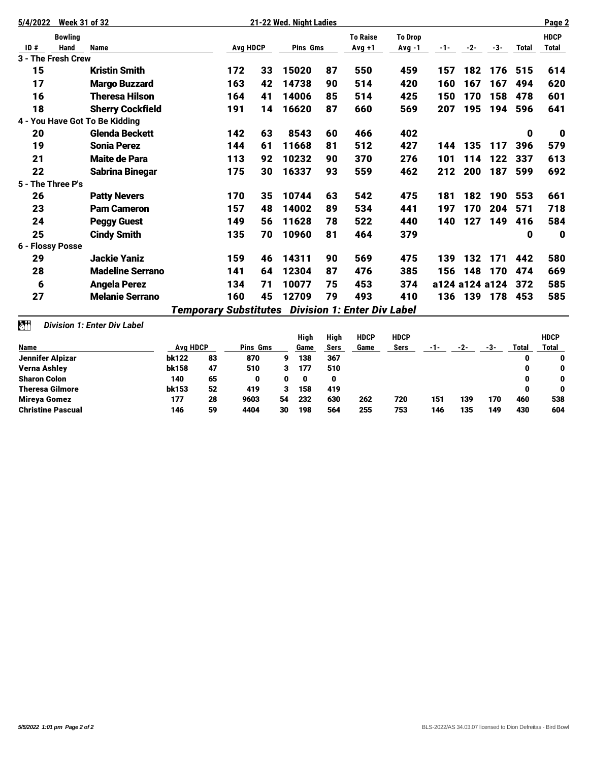## 21-22 Wed. Night Ladies

5/4/2022 Week 31 of 32

| ID # | Bowling Hand | Name | Avg | HDCP | Pins | Gms | To Raise Avg +1 | To Drop Avg -1 | -1- | -2- | -3- | Total | HDCP Total |
|---|---|---|---|---|---|---|---|---|---|---|---|---|---|
| **3 - The Fresh Crew** | | | | | | | | | | | | | |
| 15 | | Kristin Smith | 172 | 33 | 15020 | 87 | 550 | 459 | 157 | 182 | 176 | 515 | 614 |
| 17 | | Margo Buzzard | 163 | 42 | 14738 | 90 | 514 | 420 | 160 | 167 | 167 | 494 | 620 |
| 16 | | Theresa Hilson | 164 | 41 | 14006 | 85 | 514 | 425 | 150 | 170 | 158 | 478 | 601 |
| 18 | | Sherry Cockfield | 191 | 14 | 16620 | 87 | 660 | 569 | 207 | 195 | 194 | 596 | 641 |
| **4 - You Have Got To Be Kidding** | | | | | | | | | | | | | |
| 20 | | Glenda Beckett | 142 | 63 | 8543 | 60 | 466 | 402 | | | | 0 | 0 |
| 19 | | Sonia Perez | 144 | 61 | 11668 | 81 | 512 | 427 | 144 | 135 | 117 | 396 | 579 |
| 21 | | Maite de Para | 113 | 92 | 10232 | 90 | 370 | 276 | 101 | 114 | 122 | 337 | 613 |
| 22 | | Sabrina Binegar | 175 | 30 | 16337 | 93 | 559 | 462 | 212 | 200 | 187 | 599 | 692 |
| **5 - The Three P's** | | | | | | | | | | | | | |
| 26 | | Patty Nevers | 170 | 35 | 10744 | 63 | 542 | 475 | 181 | 182 | 190 | 553 | 661 |
| 23 | | Pam Cameron | 157 | 48 | 14002 | 89 | 534 | 441 | 197 | 170 | 204 | 571 | 718 |
| 24 | | Peggy Guest | 149 | 56 | 11628 | 78 | 522 | 440 | 140 | 127 | 149 | 416 | 584 |
| 25 | | Cindy Smith | 135 | 70 | 10960 | 81 | 464 | 379 | | | | 0 | 0 |
| **6 - Flossy Posse** | | | | | | | | | | | | | |
| 29 | | Jackie Yaniz | 159 | 46 | 14311 | 90 | 569 | 475 | 139 | 132 | 171 | 442 | 580 |
| 28 | | Madeline Serrano | 141 | 64 | 12304 | 87 | 476 | 385 | 156 | 148 | 170 | 474 | 669 |
| 6 | | Angela Perez | 134 | 71 | 10077 | 75 | 453 | 374 | a124 | a124 | a124 | 372 | 585 |
| 27 | | Melanie Serrano | 160 | 45 | 12709 | 79 | 493 | 410 | 136 | 139 | 178 | 453 | 585 |

### *Temporary Substitutes Division 1: Enter Div Label*

*Division 1: Enter Div Label*

| Name | Avg | HDCP | Pins | Gms | High Game | High Sers | HDCP Game | HDCP Sers | -1- | -2- | -3- | Total | HDCP Total |
|---|---|---|---|---|---|---|---|---|---|---|---|---|---|
| Jennifer Alpizar | bk122 | 83 | 870 | 9 | 138 | 367 | | | | | | 0 | 0 |
| Verna Ashley | bk158 | 47 | 510 | 3 | 177 | 510 | | | | | | 0 | 0 |
| Sharon Colon | 140 | 65 | 0 | 0 | 0 | 0 | | | | | | 0 | 0 |
| Theresa Gilmore | bk153 | 52 | 419 | 3 | 158 | 419 | | | | | | 0 | 0 |
| Mireya Gomez | 177 | 28 | 9603 | 54 | 232 | 630 | 262 | 720 | 151 | 139 | 170 | 460 | 538 |
| Christine Pascual | 146 | 59 | 4404 | 30 | 198 | 564 | 255 | 753 | 146 | 135 | 149 | 430 | 604 |

BLS-2022/AS 34.03.07 licensed to Dion Defreitas - Bird Bowl